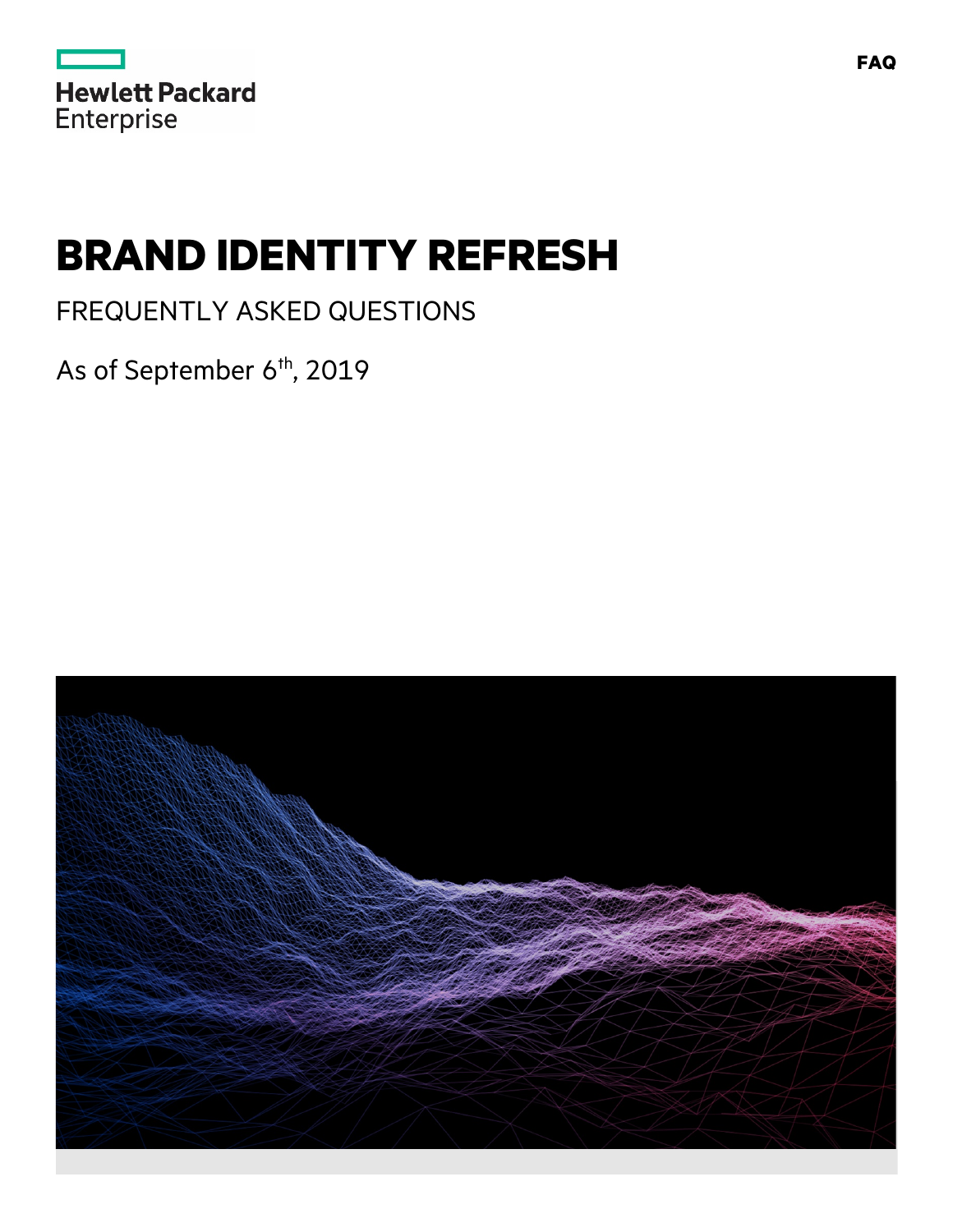Hewlett Packard Enterprise

FAQ

# BRAND IDENTITY REFRESH

FREQUENTLY ASKED QUESTIONS

As of September 6th, 2019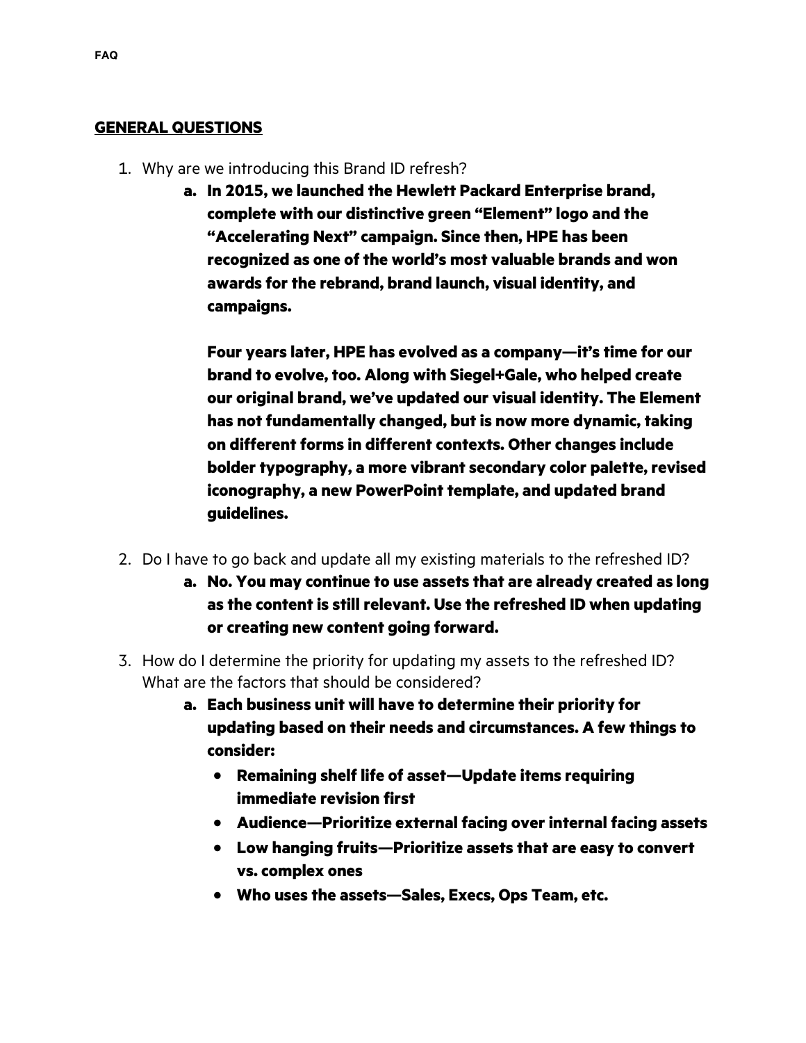FAQ

**<u>GENERAL QUESTIONS</u>**

1. Why are we introducing this Brand ID refresh?
   a. **In 2015, we launched the Hewlett Packard Enterprise brand, complete with our distinctive green "Element" logo and the "Accelerating Next" campaign. Since then, HPE has been recognized as one of the world's most valuable brands and won awards for the rebrand, brand launch, visual identity, and campaigns.**

      **Four years later, HPE has evolved as a company—it's time for our brand to evolve, too. Along with Siegel+Gale, who helped create our original brand, we've updated our visual identity. The Element has not fundamentally changed, but is now more dynamic, taking on different forms in different contexts. Other changes include bolder typography, a more vibrant secondary color palette, revised iconography, a new PowerPoint template, and updated brand guidelines.**

2. Do I have to go back and update all my existing materials to the refreshed ID?
   a. **No. You may continue to use assets that are already created as long as the content is still relevant. Use the refreshed ID when updating or creating new content going forward.**

3. How do I determine the priority for updating my assets to the refreshed ID? What are the factors that should be considered?
   a. **Each business unit will have to determine their priority for updating based on their needs and circumstances. A few things to consider:**
      - **Remaining shelf life of asset—Update items requiring immediate revision first**
      - **Audience—Prioritize external facing over internal facing assets**
      - **Low hanging fruits—Prioritize assets that are easy to convert vs. complex ones**
      - **Who uses the assets—Sales, Execs, Ops Team, etc.**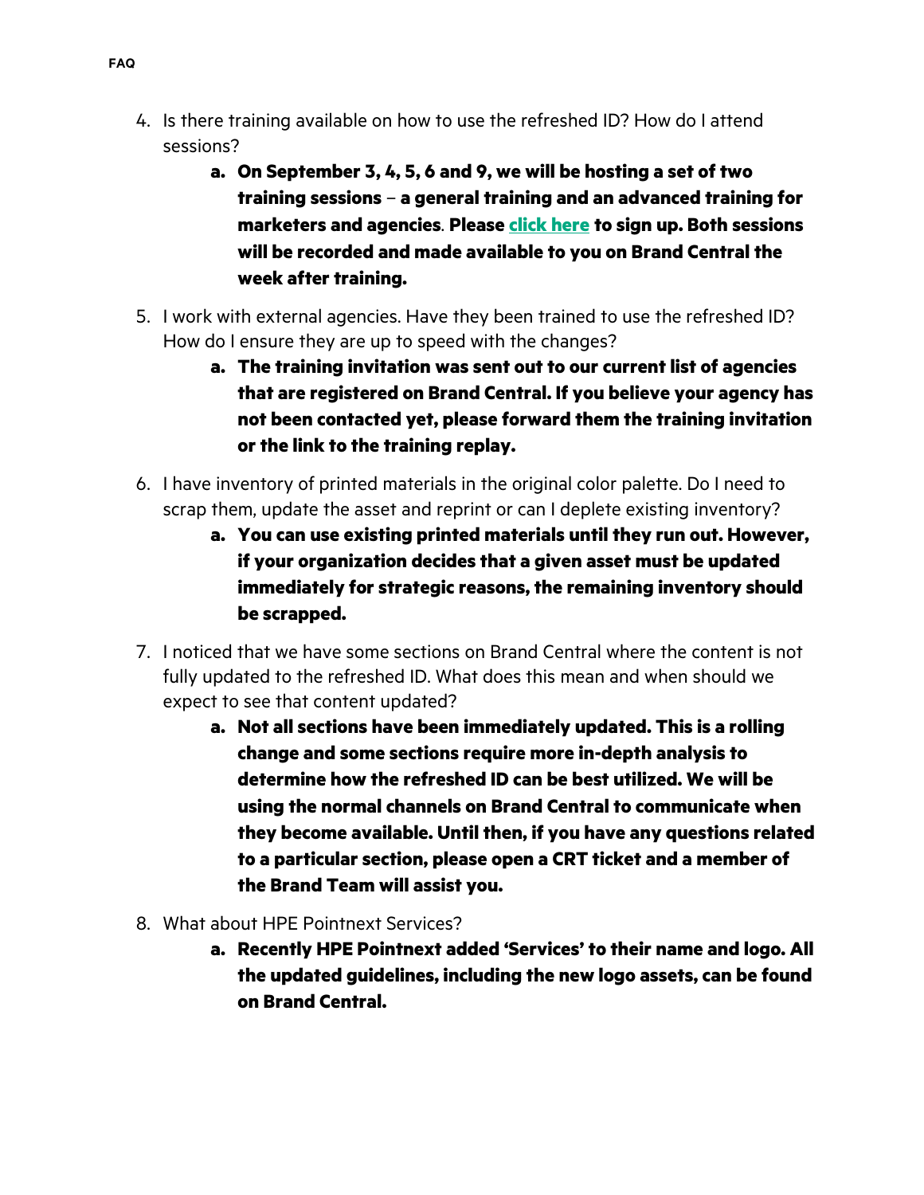4. Is there training available on how to use the refreshed ID? How do I attend sessions?
    a. **On September 3, 4, 5, 6 and 9, we will be hosting a set of two training sessions – a general training and an advanced training for marketers and agencies**. **Please click here to sign up. Both sessions will be recorded and made available to you on Brand Central the week after training.**
5. I work with external agencies. Have they been trained to use the refreshed ID? How do I ensure they are up to speed with the changes?
    a. **The training invitation was sent out to our current list of agencies that are registered on Brand Central. If you believe your agency has not been contacted yet, please forward them the training invitation or the link to the training replay.**
6. I have inventory of printed materials in the original color palette. Do I need to scrap them, update the asset and reprint or can I deplete existing inventory?
    a. **You can use existing printed materials until they run out. However, if your organization decides that a given asset must be updated immediately for strategic reasons, the remaining inventory should be scrapped.**
7. I noticed that we have some sections on Brand Central where the content is not fully updated to the refreshed ID. What does this mean and when should we expect to see that content updated?
    a. **Not all sections have been immediately updated. This is a rolling change and some sections require more in-depth analysis to determine how the refreshed ID can be best utilized. We will be using the normal channels on Brand Central to communicate when they become available. Until then, if you have any questions related to a particular section, please open a CRT ticket and a member of the Brand Team will assist you.**
8. What about HPE Pointnext Services?
    a. **Recently HPE Pointnext added 'Services' to their name and logo. All the updated guidelines, including the new logo assets, can be found on Brand Central.**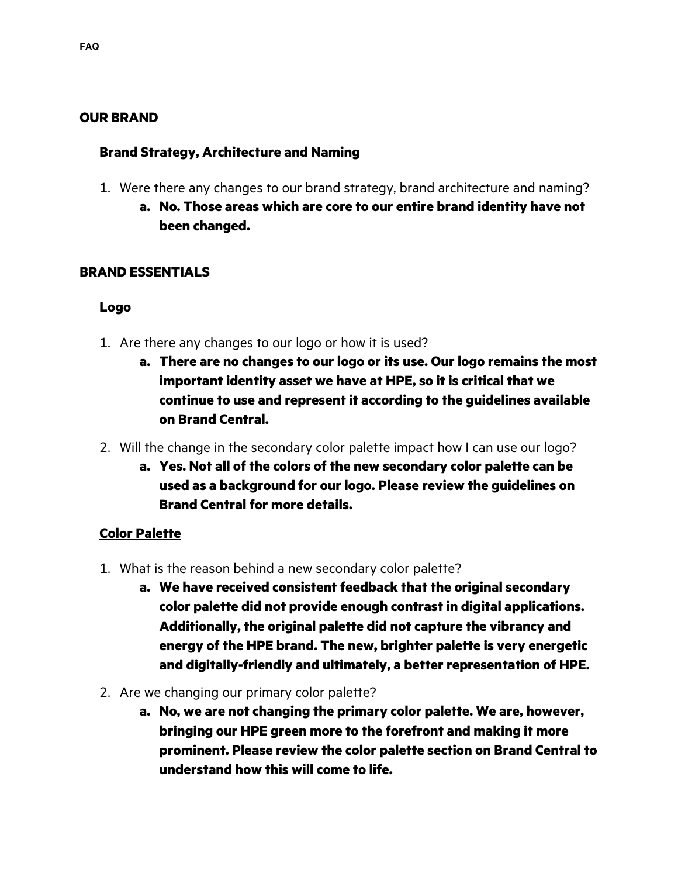**FAQ**

## OUR BRAND

### Brand Strategy, Architecture and Naming

1. Were there any changes to our brand strategy, brand architecture and naming?
   a. **No. Those areas which are core to our entire brand identity have not been changed.**

## BRAND ESSENTIALS

### Logo

1. Are there any changes to our logo or how it is used?
   a. **There are no changes to our logo or its use. Our logo remains the most important identity asset we have at HPE, so it is critical that we continue to use and represent it according to the guidelines available on Brand Central.**
2. Will the change in the secondary color palette impact how I can use our logo?
   a. **Yes. Not all of the colors of the new secondary color palette can be used as a background for our logo. Please review the guidelines on Brand Central for more details.**

### Color Palette

1. What is the reason behind a new secondary color palette?
   a. **We have received consistent feedback that the original secondary color palette did not provide enough contrast in digital applications. Additionally, the original palette did not capture the vibrancy and energy of the HPE brand. The new, brighter palette is very energetic and digitally-friendly and ultimately, a better representation of HPE.**
2. Are we changing our primary color palette?
   a. **No, we are not changing the primary color palette. We are, however, bringing our HPE green more to the forefront and making it more prominent. Please review the color palette section on Brand Central to understand how this will come to life.**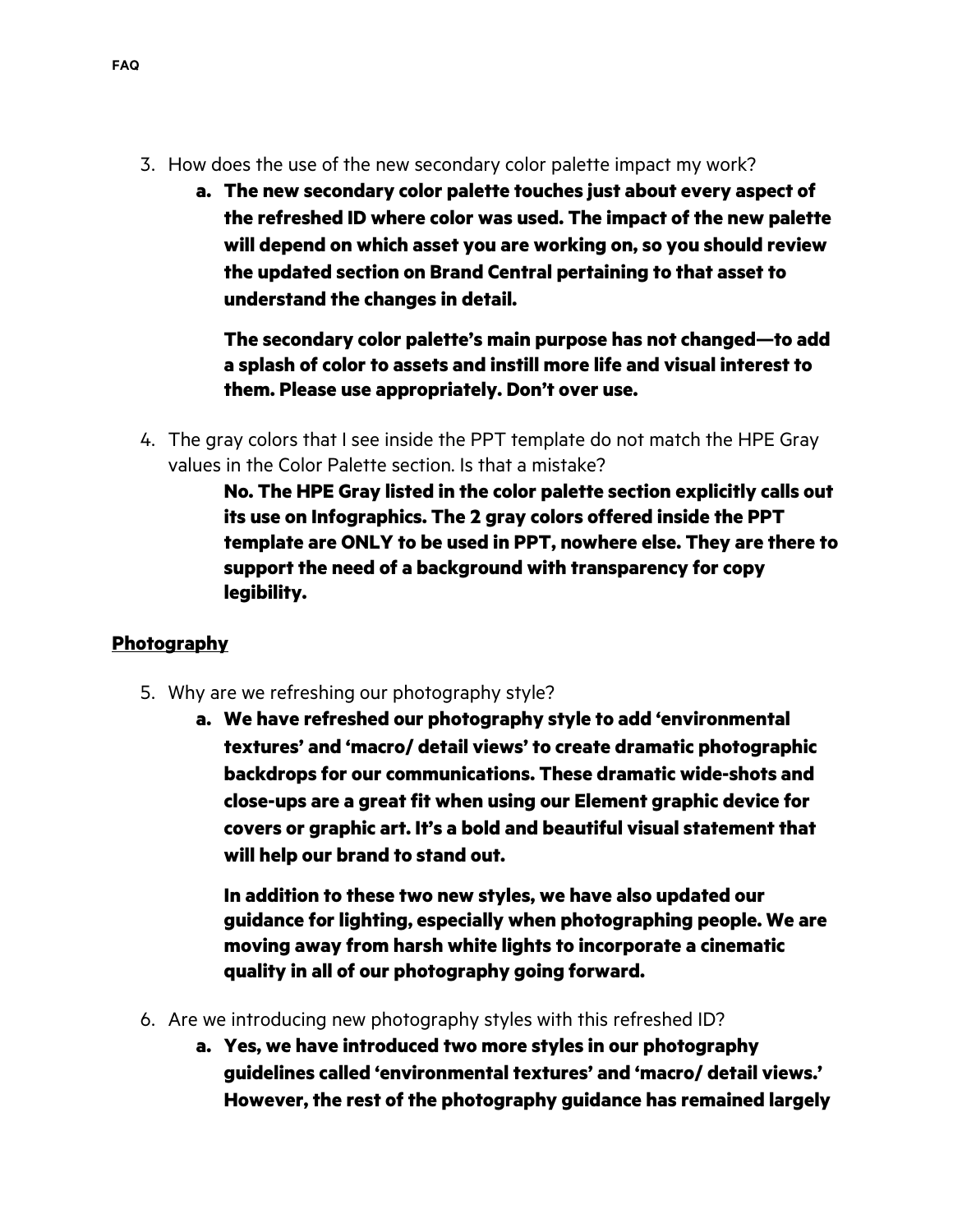3. How does the use of the new secondary color palette impact my work?
    a. **The new secondary color palette touches just about every aspect of the refreshed ID where color was used. The impact of the new palette will depend on which asset you are working on, so you should review the updated section on Brand Central pertaining to that asset to understand the changes in detail.**

       **The secondary color palette's main purpose has not changed—to add a splash of color to assets and instill more life and visual interest to them. Please use appropriately. Don't over use.**

4. The gray colors that I see inside the PPT template do not match the HPE Gray values in the Color Palette section. Is that a mistake?

   **No. The HPE Gray listed in the color palette section explicitly calls out its use on Infographics. The 2 gray colors offered inside the PPT template are ONLY to be used in PPT, nowhere else. They are there to support the need of a background with transparency for copy legibility.**

## Photography

5. Why are we refreshing our photography style?
    a. **We have refreshed our photography style to add 'environmental textures' and 'macro/ detail views' to create dramatic photographic backdrops for our communications. These dramatic wide-shots and close-ups are a great fit when using our Element graphic device for covers or graphic art. It's a bold and beautiful visual statement that will help our brand to stand out.**

       **In addition to these two new styles, we have also updated our guidance for lighting, especially when photographing people. We are moving away from harsh white lights to incorporate a cinematic quality in all of our photography going forward.**

6. Are we introducing new photography styles with this refreshed ID?
    a. **Yes, we have introduced two more styles in our photography guidelines called 'environmental textures' and 'macro/ detail views.' However, the rest of the photography guidance has remained largely**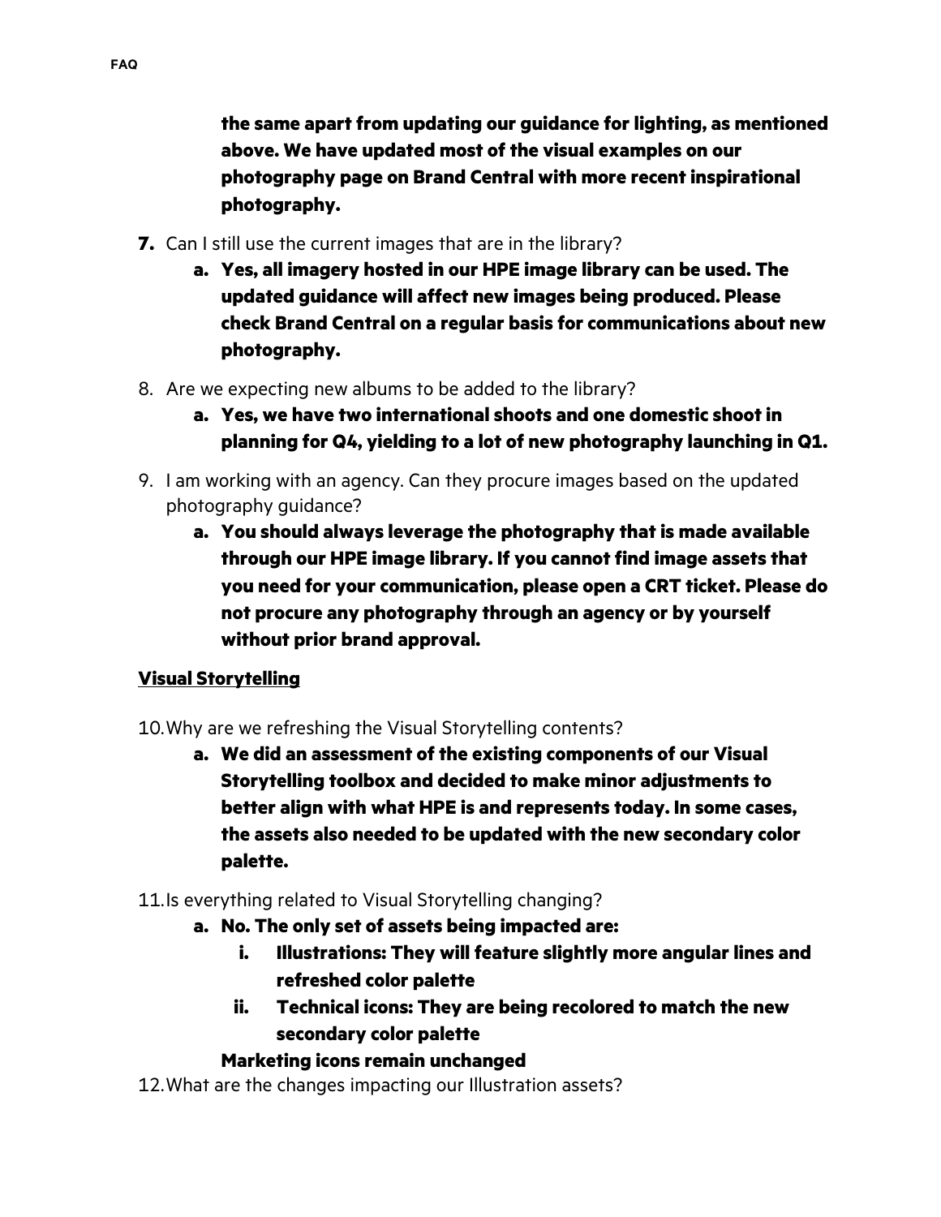**the same apart from updating our guidance for lighting, as mentioned above. We have updated most of the visual examples on our photography page on Brand Central with more recent inspirational photography.**

7. Can I still use the current images that are in the library?
   a. **Yes, all imagery hosted in our HPE image library can be used. The updated guidance will affect new images being produced. Please check Brand Central on a regular basis for communications about new photography.**
8. Are we expecting new albums to be added to the library?
   a. **Yes, we have two international shoots and one domestic shoot in planning for Q4, yielding to a lot of new photography launching in Q1.**
9. I am working with an agency. Can they procure images based on the updated photography guidance?
   a. **You should always leverage the photography that is made available through our HPE image library. If you cannot find image assets that you need for your communication, please open a CRT ticket. Please do not procure any photography through an agency or by yourself without prior brand approval.**

**Visual Storytelling**

10. Why are we refreshing the Visual Storytelling contents?
    a. **We did an assessment of the existing components of our Visual Storytelling toolbox and decided to make minor adjustments to better align with what HPE is and represents today. In some cases, the assets also needed to be updated with the new secondary color palette.**
11. Is everything related to Visual Storytelling changing?
    a. **No. The only set of assets being impacted are:**
       i. **Illustrations: They will feature slightly more angular lines and refreshed color palette**
       ii. **Technical icons: They are being recolored to match the new secondary color palette**

       **Marketing icons remain unchanged**
12. What are the changes impacting our Illustration assets?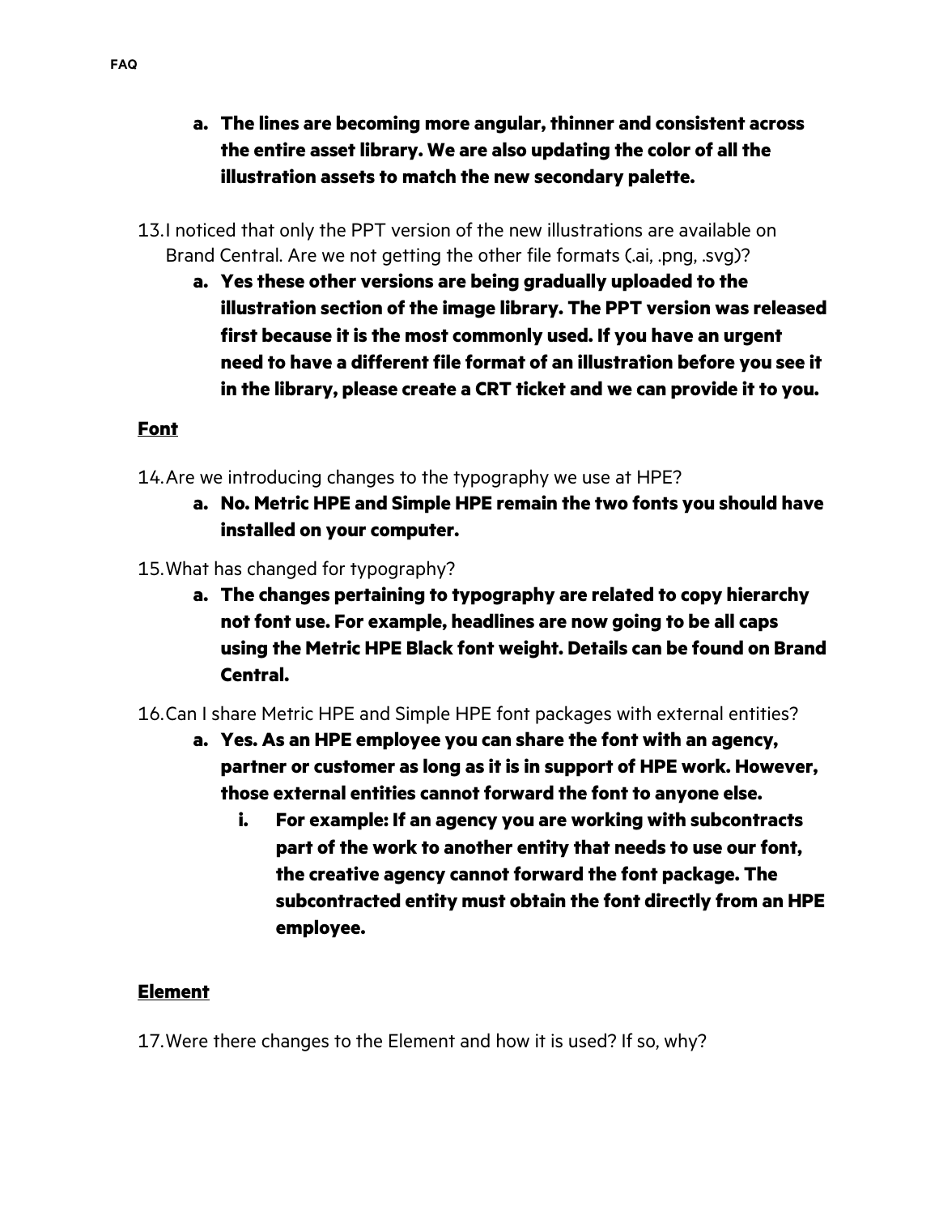a. **The lines are becoming more angular, thinner and consistent across the entire asset library. We are also updating the color of all the illustration assets to match the new secondary palette.**

13. I noticed that only the PPT version of the new illustrations are available on Brand Central. Are we not getting the other file formats (.ai, .png, .svg)?
    a. **Yes these other versions are being gradually uploaded to the illustration section of the image library. The PPT version was released first because it is the most commonly used. If you have an urgent need to have a different file format of an illustration before you see it in the library, please create a CRT ticket and we can provide it to you.**

**Font**

14. Are we introducing changes to the typography we use at HPE?
    a. **No. Metric HPE and Simple HPE remain the two fonts you should have installed on your computer.**
15. What has changed for typography?
    a. **The changes pertaining to typography are related to copy hierarchy not font use. For example, headlines are now going to be all caps using the Metric HPE Black font weight. Details can be found on Brand Central.**
16. Can I share Metric HPE and Simple HPE font packages with external entities?
    a. **Yes. As an HPE employee you can share the font with an agency, partner or customer as long as it is in support of HPE work. However, those external entities cannot forward the font to anyone else.**
       i. **For example: If an agency you are working with subcontracts part of the work to another entity that needs to use our font, the creative agency cannot forward the font package. The subcontracted entity must obtain the font directly from an HPE employee.**

**Element**

17. Were there changes to the Element and how it is used? If so, why?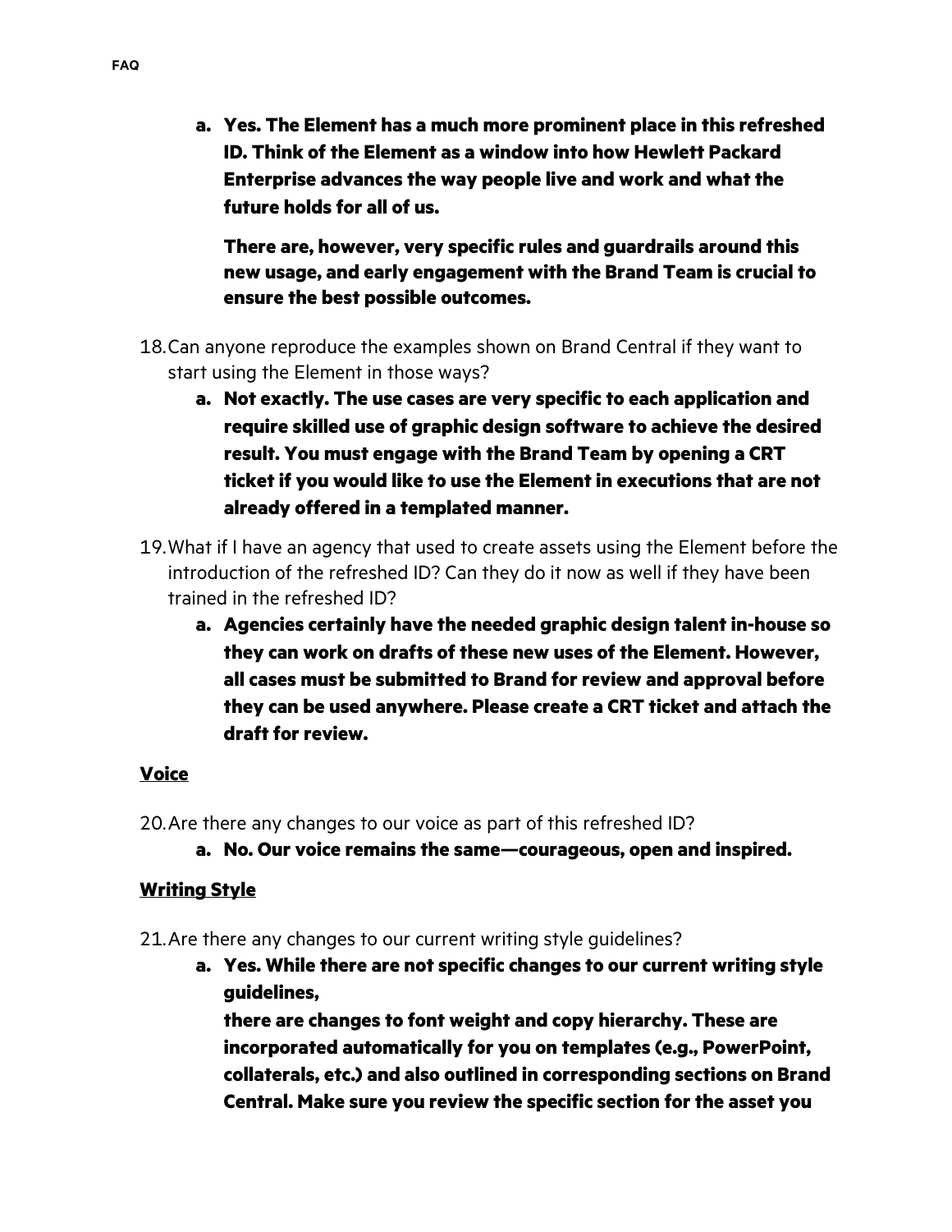a. **Yes. The Element has a much more prominent place in this refreshed ID. Think of the Element as a window into how Hewlett Packard Enterprise advances the way people live and work and what the future holds for all of us.**

   **There are, however, very specific rules and guardrails around this new usage, and early engagement with the Brand Team is crucial to ensure the best possible outcomes.**

18. Can anyone reproduce the examples shown on Brand Central if they want to start using the Element in those ways?
    a. **Not exactly. The use cases are very specific to each application and require skilled use of graphic design software to achieve the desired result. You must engage with the Brand Team by opening a CRT ticket if you would like to use the Element in executions that are not already offered in a templated manner.**

19. What if I have an agency that used to create assets using the Element before the introduction of the refreshed ID? Can they do it now as well if they have been trained in the refreshed ID?
    a. **Agencies certainly have the needed graphic design talent in-house so they can work on drafts of these new uses of the Element. However, all cases must be submitted to Brand for review and approval before they can be used anywhere. Please create a CRT ticket and attach the draft for review.**

**<u>Voice</u>**

20. Are there any changes to our voice as part of this refreshed ID?
    a. **No. Our voice remains the same—courageous, open and inspired.**

**<u>Writing Style</u>**

21. Are there any changes to our current writing style guidelines?
    a. **Yes. While there are not specific changes to our current writing style guidelines,**
       **there are changes to font weight and copy hierarchy. These are incorporated automatically for you on templates (e.g., PowerPoint, collaterals, etc.) and also outlined in corresponding sections on Brand Central. Make sure you review the specific section for the asset you**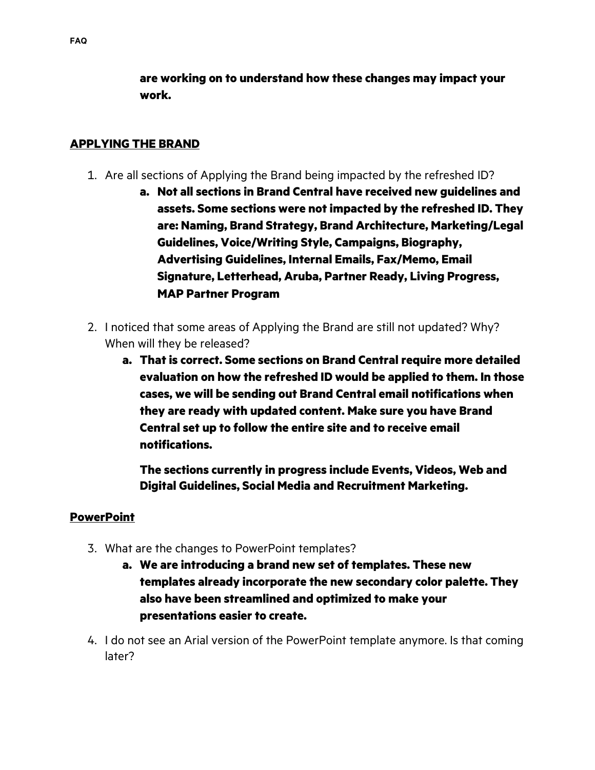**are working on to understand how these changes may impact your work.**

## APPLYING THE BRAND

1. Are all sections of Applying the Brand being impacted by the refreshed ID?
   a. **Not all sections in Brand Central have received new guidelines and assets. Some sections were not impacted by the refreshed ID. They are: Naming, Brand Strategy, Brand Architecture, Marketing/Legal Guidelines, Voice/Writing Style, Campaigns, Biography, Advertising Guidelines, Internal Emails, Fax/Memo, Email Signature, Letterhead, Aruba, Partner Ready, Living Progress, MAP Partner Program**

2. I noticed that some areas of Applying the Brand are still not updated? Why? When will they be released?
   a. **That is correct. Some sections on Brand Central require more detailed evaluation on how the refreshed ID would be applied to them. In those cases, we will be sending out Brand Central email notifications when they are ready with updated content. Make sure you have Brand Central set up to follow the entire site and to receive email notifications.**

      **The sections currently in progress include Events, Videos, Web and Digital Guidelines, Social Media and Recruitment Marketing.**

## PowerPoint

3. What are the changes to PowerPoint templates?
   a. **We are introducing a brand new set of templates. These new templates already incorporate the new secondary color palette. They also have been streamlined and optimized to make your presentations easier to create.**

4. I do not see an Arial version of the PowerPoint template anymore. Is that coming later?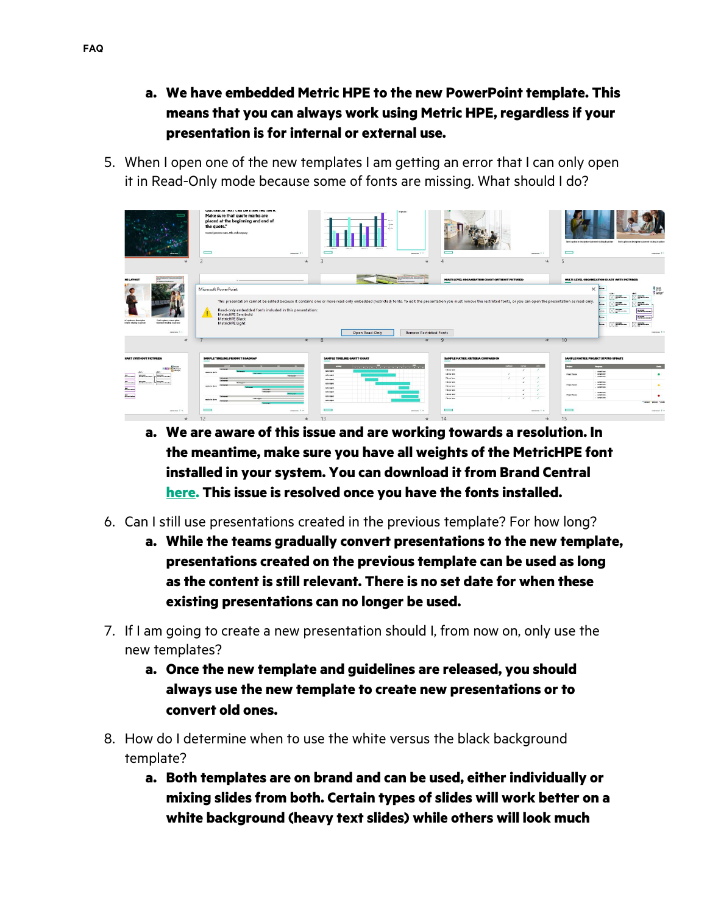a. **We have embedded Metric HPE to the new PowerPoint template. This means that you can always work using Metric HPE, regardless if your presentation is for internal or external use.**

5. When I open one of the new templates I am getting an error that I can only open it in Read-Only mode because some of fonts are missing. What should I do?

   a. **We are aware of this issue and are working towards a resolution. In the meantime, make sure you have all weights of the MetricHPE font installed in your system. You can download it from Brand Central [here](). This issue is resolved once you have the fonts installed.**

6. Can I still use presentations created in the previous template? For how long?

   a. **While the teams gradually convert presentations to the new template, presentations created on the previous template can be used as long as the content is still relevant. There is no set date for when these existing presentations can no longer be used.**

7. If I am going to create a new presentation should I, from now on, only use the new templates?

   a. **Once the new template and guidelines are released, you should always use the new template to create new presentations or to convert old ones.**

8. How do I determine when to use the white versus the black background template?

   a. **Both templates are on brand and can be used, either individually or mixing slides from both. Certain types of slides will work better on a white background (heavy text slides) while others will look much**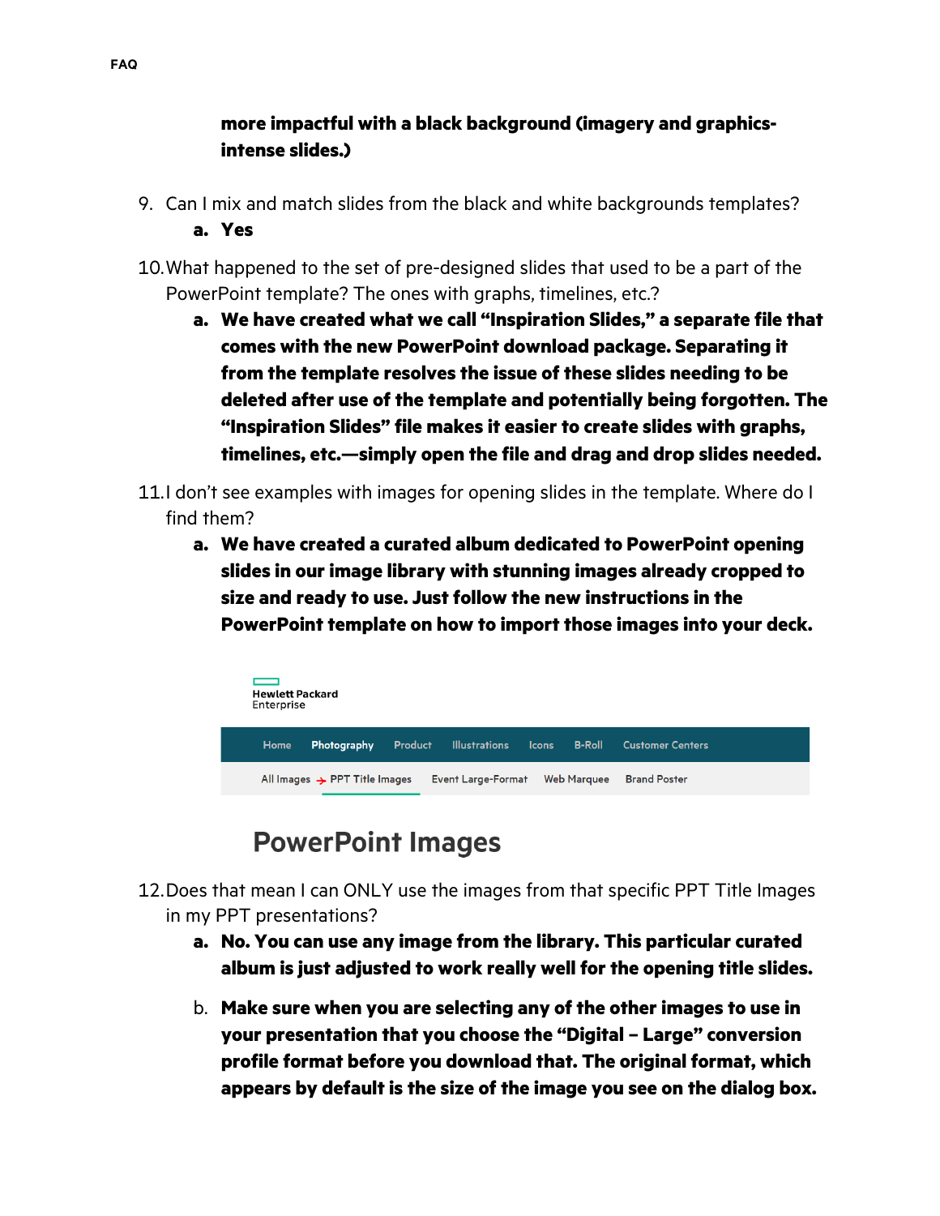**more impactful with a black background (imagery and graphics-intense slides.)**

9. Can I mix and match slides from the black and white backgrounds templates?
   a. **Yes**

10. What happened to the set of pre-designed slides that used to be a part of the PowerPoint template? The ones with graphs, timelines, etc.?
    a. **We have created what we call "Inspiration Slides," a separate file that comes with the new PowerPoint download package. Separating it from the template resolves the issue of these slides needing to be deleted after use of the template and potentially being forgotten. The "Inspiration Slides" file makes it easier to create slides with graphs, timelines, etc.—simply open the file and drag and drop slides needed.**

11. I don't see examples with images for opening slides in the template. Where do I find them?
    a. **We have created a curated album dedicated to PowerPoint opening slides in our image library with stunning images already cropped to size and ready to use. Just follow the new instructions in the PowerPoint template on how to import those images into your deck.**

Hewlett Packard Enterprise

Home | Photography | Product | Illustrations | Icons | B-Roll | Customer Centers

All Images → PPT Title Images | Event Large-Format | Web Marquee | Brand Poster

## PowerPoint Images

12. Does that mean I can ONLY use the images from that specific PPT Title Images in my PPT presentations?
    a. **No. You can use any image from the library. This particular curated album is just adjusted to work really well for the opening title slides.**
    b. **Make sure when you are selecting any of the other images to use in your presentation that you choose the "Digital – Large" conversion profile format before you download that. The original format, which appears by default is the size of the image you see on the dialog box.**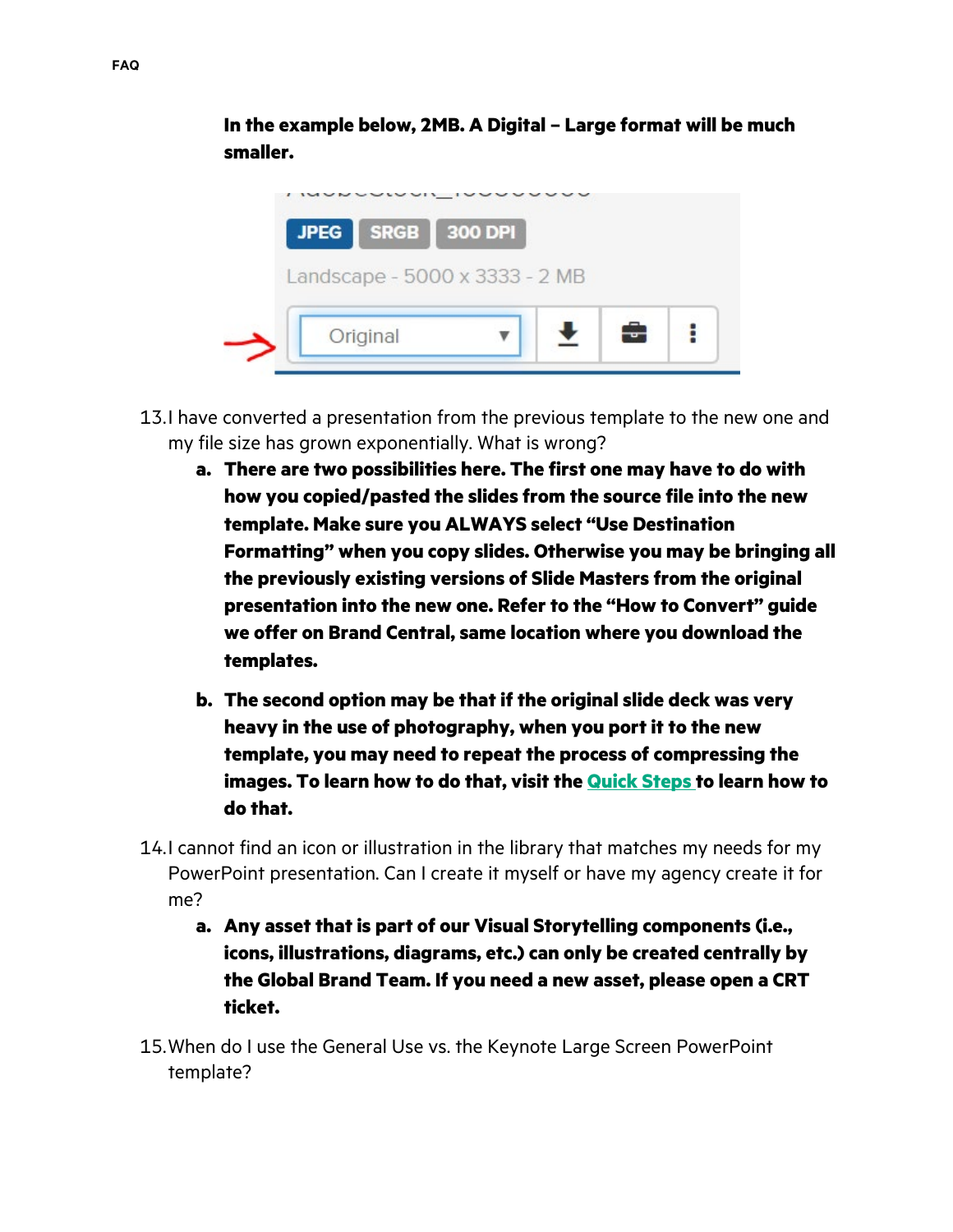**In the example below, 2MB. A Digital – Large format will be much smaller.**

13. I have converted a presentation from the previous template to the new one and my file size has grown exponentially. What is wrong?
    a. **There are two possibilities here. The first one may have to do with how you copied/pasted the slides from the source file into the new template. Make sure you ALWAYS select "Use Destination Formatting" when you copy slides. Otherwise you may be bringing all the previously existing versions of Slide Masters from the original presentation into the new one. Refer to the "How to Convert" guide we offer on Brand Central, same location where you download the templates.**
    b. **The second option may be that if the original slide deck was very heavy in the use of photography, when you port it to the new template, you may need to repeat the process of compressing the images. To learn how to do that, visit the Quick Steps to learn how to do that.**
14. I cannot find an icon or illustration in the library that matches my needs for my PowerPoint presentation. Can I create it myself or have my agency create it for me?
    a. **Any asset that is part of our Visual Storytelling components (i.e., icons, illustrations, diagrams, etc.) can only be created centrally by the Global Brand Team. If you need a new asset, please open a CRT ticket.**
15. When do I use the General Use vs. the Keynote Large Screen PowerPoint template?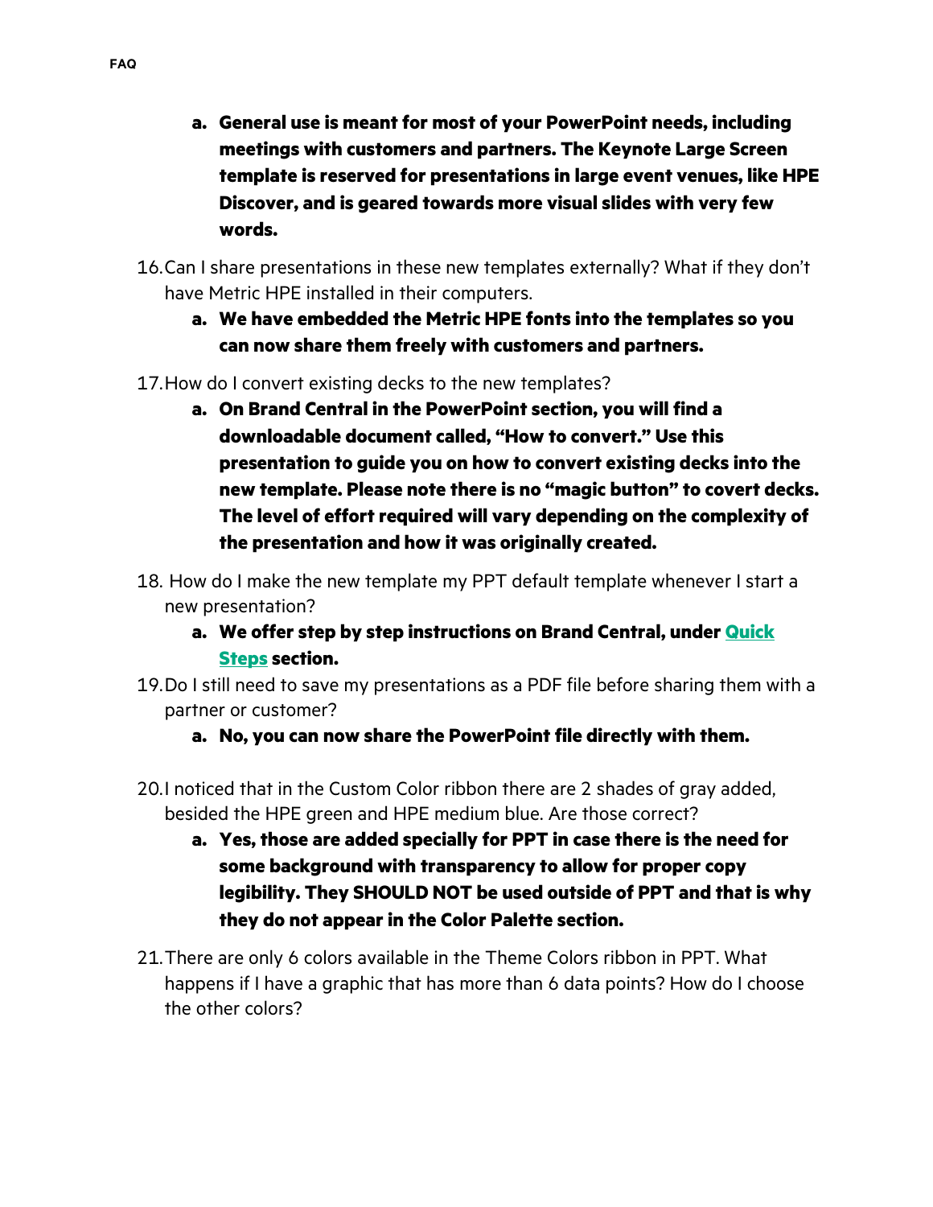a. **General use is meant for most of your PowerPoint needs, including meetings with customers and partners. The Keynote Large Screen template is reserved for presentations in large event venues, like HPE Discover, and is geared towards more visual slides with very few words.**

16. Can I share presentations in these new templates externally? What if they don't have Metric HPE installed in their computers.
    a. **We have embedded the Metric HPE fonts into the templates so you can now share them freely with customers and partners.**
17. How do I convert existing decks to the new templates?
    a. **On Brand Central in the PowerPoint section, you will find a downloadable document called, "How to convert." Use this presentation to guide you on how to convert existing decks into the new template. Please note there is no "magic button" to covert decks. The level of effort required will vary depending on the complexity of the presentation and how it was originally created.**
18. How do I make the new template my PPT default template whenever I start a new presentation?
    a. **We offer step by step instructions on Brand Central, under Quick Steps section.**
19. Do I still need to save my presentations as a PDF file before sharing them with a partner or customer?
    a. **No, you can now share the PowerPoint file directly with them.**
20. I noticed that in the Custom Color ribbon there are 2 shades of gray added, besided the HPE green and HPE medium blue. Are those correct?
    a. **Yes, those are added specially for PPT in case there is the need for some background with transparency to allow for proper copy legibility. They SHOULD NOT be used outside of PPT and that is why they do not appear in the Color Palette section.**
21. There are only 6 colors available in the Theme Colors ribbon in PPT. What happens if I have a graphic that has more than 6 data points? How do I choose the other colors?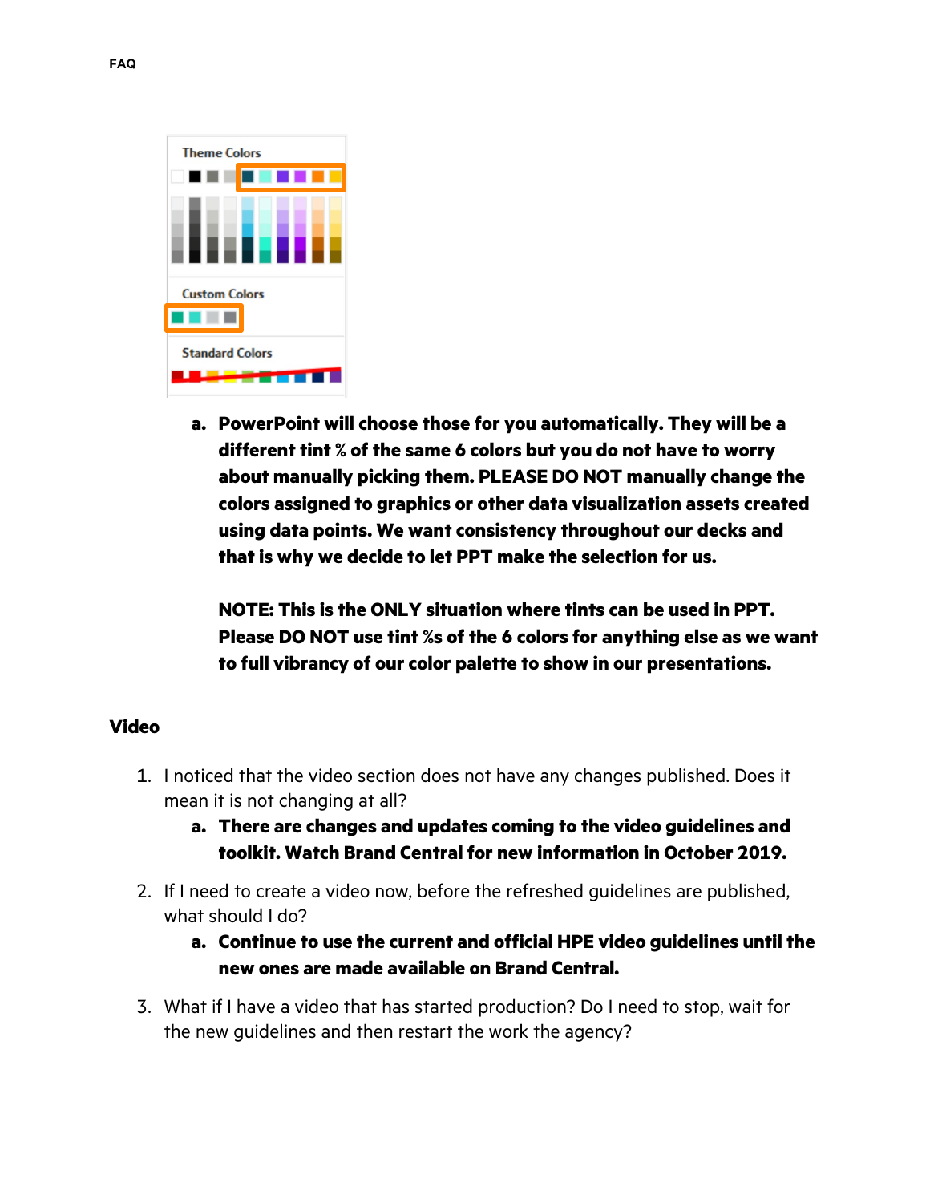a. **PowerPoint will choose those for you automatically. They will be a different tint % of the same 6 colors but you do not have to worry about manually picking them. PLEASE DO NOT manually change the colors assigned to graphics or other data visualization assets created using data points. We want consistency throughout our decks and that is why we decide to let PPT make the selection for us.**

   **NOTE: This is the ONLY situation where tints can be used in PPT. Please DO NOT use tint %s of the 6 colors for anything else as we want to full vibrancy of our color palette to show in our presentations.**

## Video

1. I noticed that the video section does not have any changes published. Does it mean it is not changing at all?
   a. **There are changes and updates coming to the video guidelines and toolkit. Watch Brand Central for new information in October 2019.**
2. If I need to create a video now, before the refreshed guidelines are published, what should I do?
   a. **Continue to use the current and official HPE video guidelines until the new ones are made available on Brand Central.**
3. What if I have a video that has started production? Do I need to stop, wait for the new guidelines and then restart the work the agency?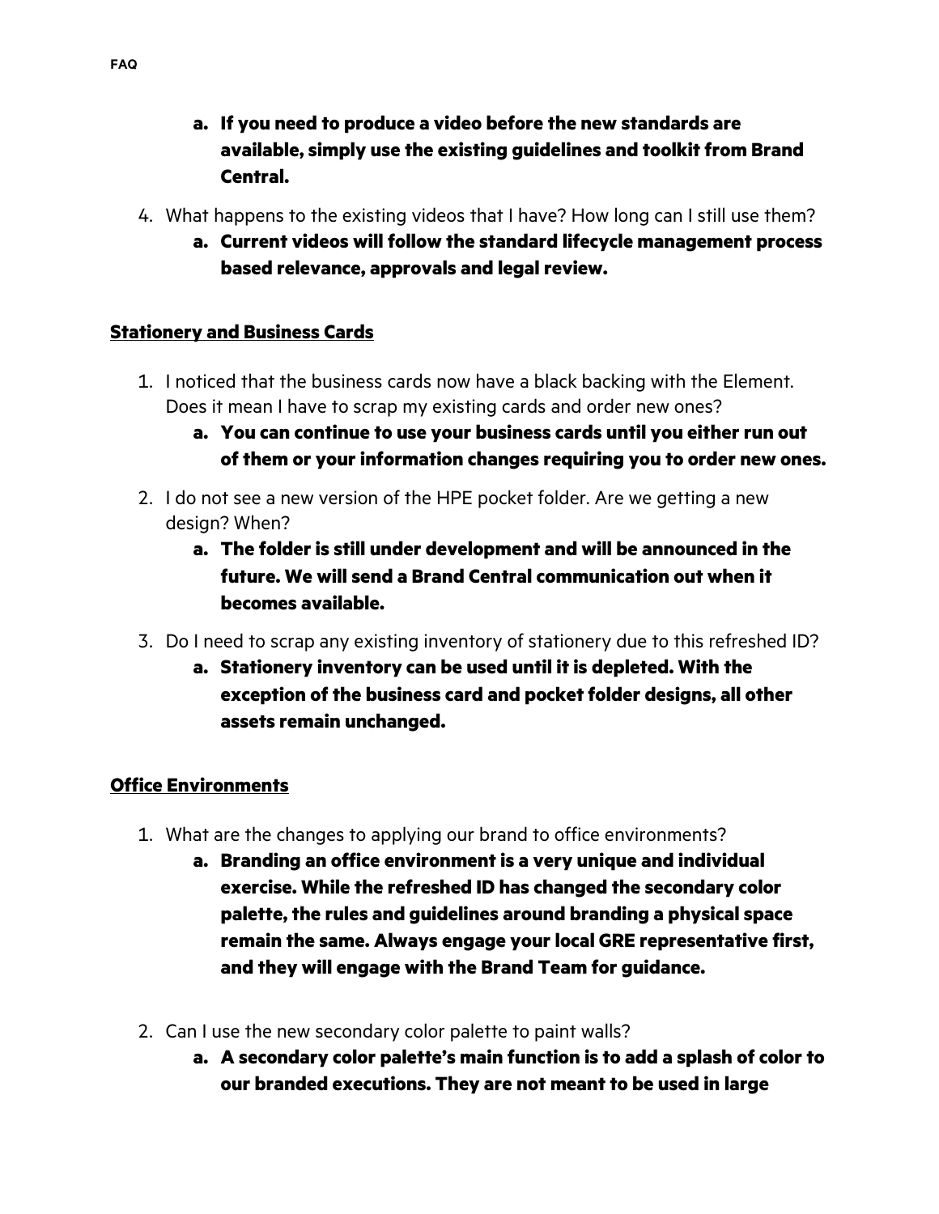a. **If you need to produce a video before the new standards are available, simply use the existing guidelines and toolkit from Brand Central.**

4. What happens to the existing videos that I have? How long can I still use them?
   a. **Current videos will follow the standard lifecycle management process based relevance, approvals and legal review.**

## Stationery and Business Cards

1. I noticed that the business cards now have a black backing with the Element. Does it mean I have to scrap my existing cards and order new ones?
   a. **You can continue to use your business cards until you either run out of them or your information changes requiring you to order new ones.**
2. I do not see a new version of the HPE pocket folder. Are we getting a new design? When?
   a. **The folder is still under development and will be announced in the future. We will send a Brand Central communication out when it becomes available.**
3. Do I need to scrap any existing inventory of stationery due to this refreshed ID?
   a. **Stationery inventory can be used until it is depleted. With the exception of the business card and pocket folder designs, all other assets remain unchanged.**

## Office Environments

1. What are the changes to applying our brand to office environments?
   a. **Branding an office environment is a very unique and individual exercise. While the refreshed ID has changed the secondary color palette, the rules and guidelines around branding a physical space remain the same. Always engage your local GRE representative first, and they will engage with the Brand Team for guidance.**

2. Can I use the new secondary color palette to paint walls?
   a. **A secondary color palette's main function is to add a splash of color to our branded executions. They are not meant to be used in large**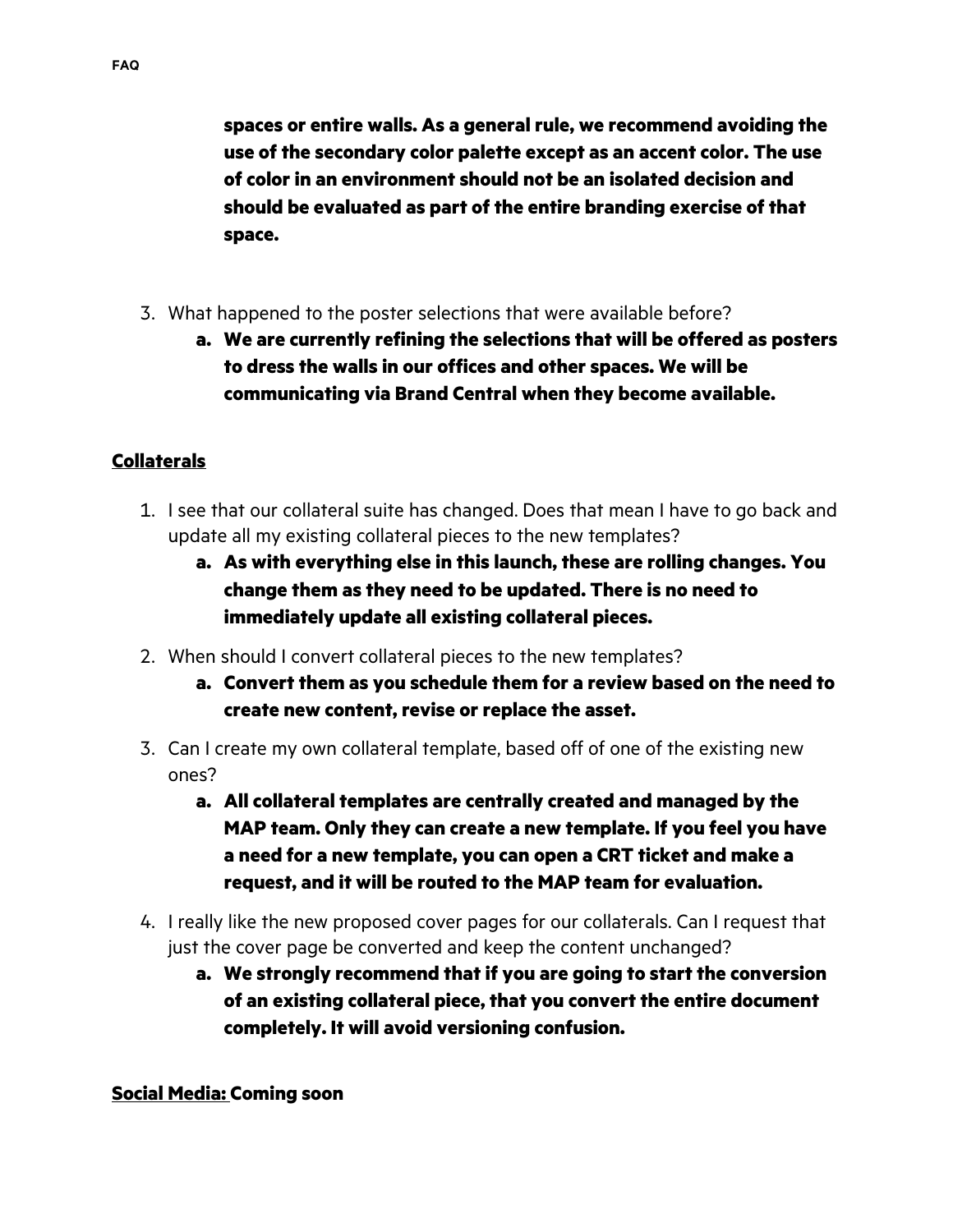**spaces or entire walls. As a general rule, we recommend avoiding the use of the secondary color palette except as an accent color. The use of color in an environment should not be an isolated decision and should be evaluated as part of the entire branding exercise of that space.**

3. What happened to the poster selections that were available before?
    a. **We are currently refining the selections that will be offered as posters to dress the walls in our offices and other spaces. We will be communicating via Brand Central when they become available.**

## Collaterals

1. I see that our collateral suite has changed. Does that mean I have to go back and update all my existing collateral pieces to the new templates?
    a. **As with everything else in this launch, these are rolling changes. You change them as they need to be updated. There is no need to immediately update all existing collateral pieces.**
2. When should I convert collateral pieces to the new templates?
    a. **Convert them as you schedule them for a review based on the need to create new content, revise or replace the asset.**
3. Can I create my own collateral template, based off of one of the existing new ones?
    a. **All collateral templates are centrally created and managed by the MAP team. Only they can create a new template. If you feel you have a need for a new template, you can open a CRT ticket and make a request, and it will be routed to the MAP team for evaluation.**
4. I really like the new proposed cover pages for our collaterals. Can I request that just the cover page be converted and keep the content unchanged?
    a. **We strongly recommend that if you are going to start the conversion of an existing collateral piece, that you convert the entire document completely. It will avoid versioning confusion.**

## Social Media: Coming soon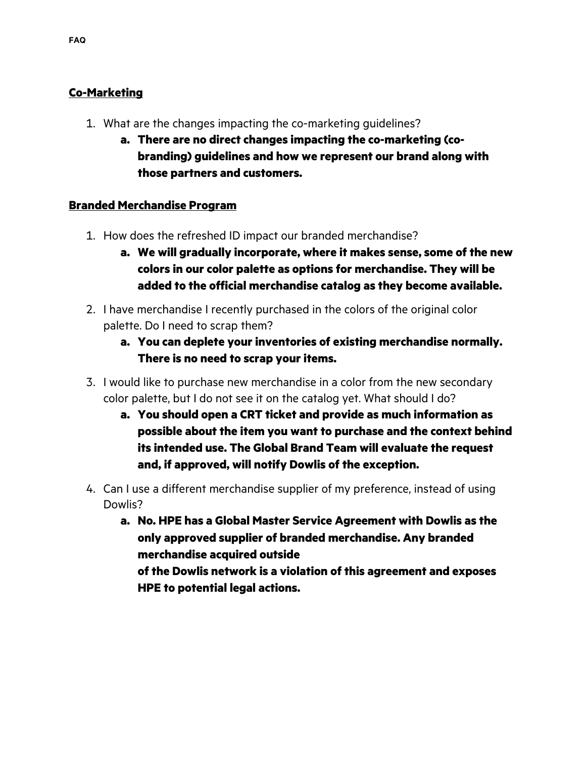FAQ

**Co-Marketing**

1. What are the changes impacting the co-marketing guidelines?
    a. **There are no direct changes impacting the co-marketing (co-branding) guidelines and how we represent our brand along with those partners and customers.**

**Branded Merchandise Program**

1. How does the refreshed ID impact our branded merchandise?
    a. **We will gradually incorporate, where it makes sense, some of the new colors in our color palette as options for merchandise. They will be added to the official merchandise catalog as they become available.**
2. I have merchandise I recently purchased in the colors of the original color palette. Do I need to scrap them?
    a. **You can deplete your inventories of existing merchandise normally. There is no need to scrap your items.**
3. I would like to purchase new merchandise in a color from the new secondary color palette, but I do not see it on the catalog yet. What should I do?
    a. **You should open a CRT ticket and provide as much information as possible about the item you want to purchase and the context behind its intended use. The Global Brand Team will evaluate the request and, if approved, will notify Dowlis of the exception.**
4. Can I use a different merchandise supplier of my preference, instead of using Dowlis?
    a. **No. HPE has a Global Master Service Agreement with Dowlis as the only approved supplier of branded merchandise. Any branded merchandise acquired outside of the Dowlis network is a violation of this agreement and exposes HPE to potential legal actions.**